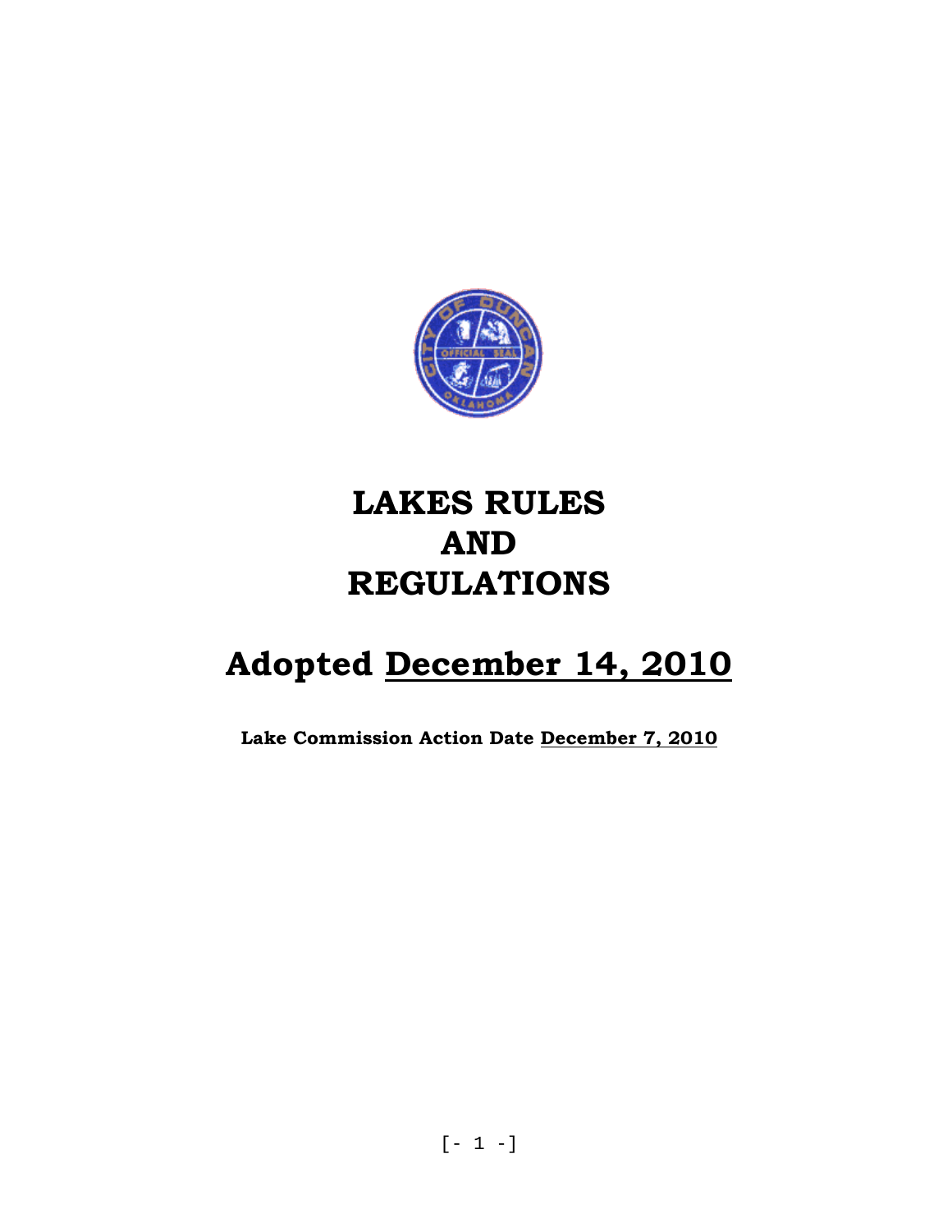# LAKES RULES AND REGULATIONS

## Adopted December 14, 2010

**Lake Commission Action Date December 7, 2010**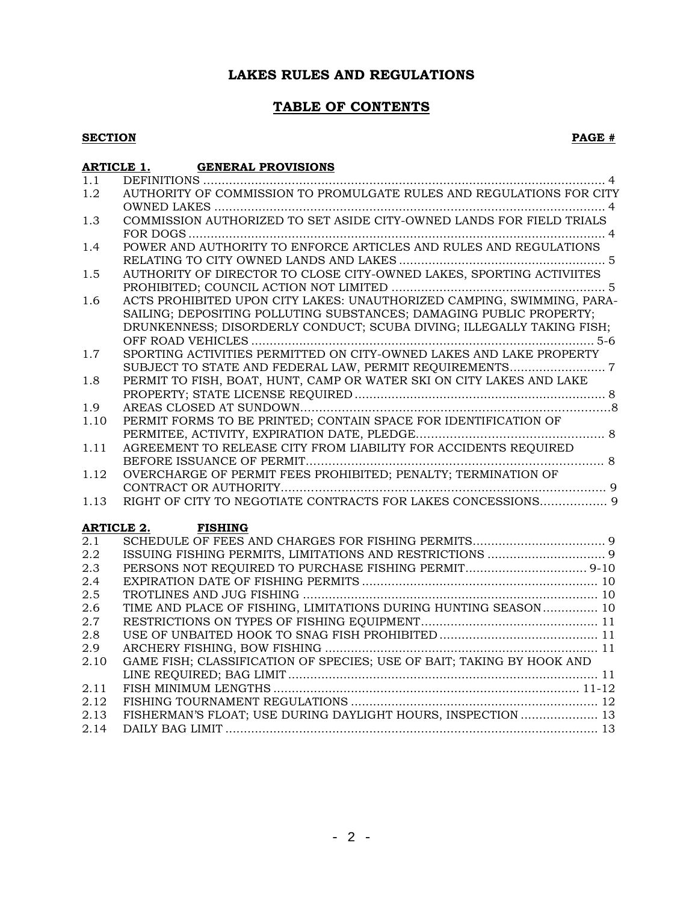# LAKES RULES AND REGULATIONS

## TABLE OF CONTENTS

| SECTION | | PAGE # |
|---|---|---|
| **ARTICLE 1.** | **GENERAL PROVISIONS** | |
| 1.1 | DEFINITIONS | 4 |
| 1.2 | AUTHORITY OF COMMISSION TO PROMULGATE RULES AND REGULATIONS FOR CITY OWNED LAKES | 4 |
| 1.3 | COMMISSION AUTHORIZED TO SET ASIDE CITY-OWNED LANDS FOR FIELD TRIALS FOR DOGS | 4 |
| 1.4 | POWER AND AUTHORITY TO ENFORCE ARTICLES AND RULES AND REGULATIONS RELATING TO CITY OWNED LANDS AND LAKES | 5 |
| 1.5 | AUTHORITY OF DIRECTOR TO CLOSE CITY-OWNED LAKES, SPORTING ACTIVIITES PROHIBITED; COUNCIL ACTION NOT LIMITED | 5 |
| 1.6 | ACTS PROHIBITED UPON CITY LAKES: UNAUTHORIZED CAMPING, SWIMMING, PARA-SAILING; DEPOSITING POLLUTING SUBSTANCES; DAMAGING PUBLIC PROPERTY; DRUNKENNESS; DISORDERLY CONDUCT; SCUBA DIVING; ILLEGALLY TAKING FISH; OFF ROAD VEHICLES | 5-6 |
| 1.7 | SPORTING ACTIVITIES PERMITTED ON CITY-OWNED LAKES AND LAKE PROPERTY SUBJECT TO STATE AND FEDERAL LAW, PERMIT REQUIREMENTS | 7 |
| 1.8 | PERMIT TO FISH, BOAT, HUNT, CAMP OR WATER SKI ON CITY LAKES AND LAKE PROPERTY; STATE LICENSE REQUIRED | 8 |
| 1.9 | AREAS CLOSED AT SUNDOWN | 8 |
| 1.10 | PERMIT FORMS TO BE PRINTED; CONTAIN SPACE FOR IDENTIFICATION OF PERMITEE, ACTIVITY, EXPIRATION DATE, PLEDGE | 8 |
| 1.11 | AGREEMENT TO RELEASE CITY FROM LIABILITY FOR ACCIDENTS REQUIRED BEFORE ISSUANCE OF PERMIT | 8 |
| 1.12 | OVERCHARGE OF PERMIT FEES PROHIBITED; PENALTY; TERMINATION OF CONTRACT OR AUTHORITY | 9 |
| 1.13 | RIGHT OF CITY TO NEGOTIATE CONTRACTS FOR LAKES CONCESSIONS | 9 |
| **ARTICLE 2.** | **FISHING** | |
| 2.1 | SCHEDULE OF FEES AND CHARGES FOR FISHING PERMITS | 9 |
| 2.2 | ISSUING FISHING PERMITS, LIMITATIONS AND RESTRICTIONS | 9 |
| 2.3 | PERSONS NOT REQUIRED TO PURCHASE FISHING PERMIT | 9-10 |
| 2.4 | EXPIRATION DATE OF FISHING PERMITS | 10 |
| 2.5 | TROTLINES AND JUG FISHING | 10 |
| 2.6 | TIME AND PLACE OF FISHING, LIMITATIONS DURING HUNTING SEASON | 10 |
| 2.7 | RESTRICTIONS ON TYPES OF FISHING EQUIPMENT | 11 |
| 2.8 | USE OF UNBAITED HOOK TO SNAG FISH PROHIBITED | 11 |
| 2.9 | ARCHERY FISHING, BOW FISHING | 11 |
| 2.10 | GAME FISH; CLASSIFICATION OF SPECIES; USE OF BAIT; TAKING BY HOOK AND LINE REQUIRED; BAG LIMIT | 11 |
| 2.11 | FISH MINIMUM LENGTHS | 11-12 |
| 2.12 | FISHING TOURNAMENT REGULATIONS | 12 |
| 2.13 | FISHERMAN'S FLOAT; USE DURING DAYLIGHT HOURS, INSPECTION | 13 |
| 2.14 | DAILY BAG LIMIT | 13 |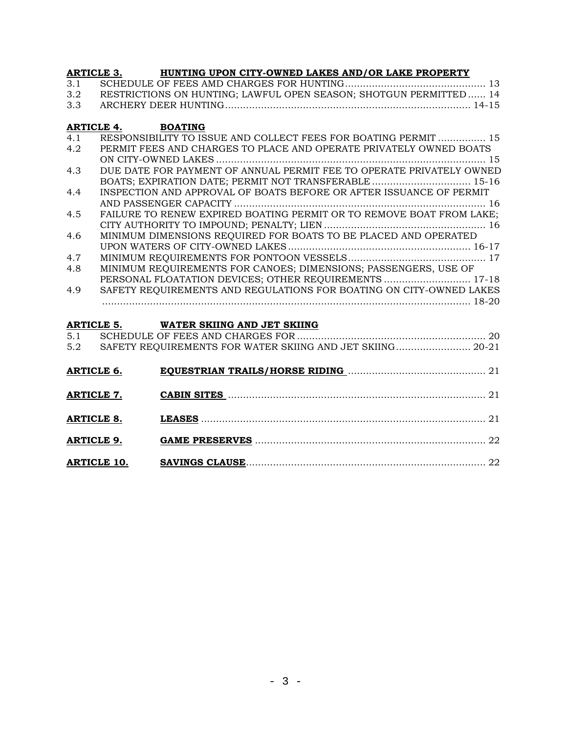**ARTICLE 3. HUNTING UPON CITY-OWNED LAKES AND/OR LAKE PROPERTY**

3.1 SCHEDULE OF FEES AMD CHARGES FOR HUNTING .......... 13
3.2 RESTRICTIONS ON HUNTING; LAWFUL OPEN SEASON; SHOTGUN PERMITTED .......... 14
3.3 ARCHERY DEER HUNTING .......... 14-15

**ARTICLE 4. BOATING**

4.1 RESPONSIBILITY TO ISSUE AND COLLECT FEES FOR BOATING PERMIT .......... 15
4.2 PERMIT FEES AND CHARGES TO PLACE AND OPERATE PRIVATELY OWNED BOATS ON CITY-OWNED LAKES .......... 15
4.3 DUE DATE FOR PAYMENT OF ANNUAL PERMIT FEE TO OPERATE PRIVATELY OWNED BOATS; EXPIRATION DATE; PERMIT NOT TRANSFERABLE .......... 15-16
4.4 INSPECTION AND APPROVAL OF BOATS BEFORE OR AFTER ISSUANCE OF PERMIT AND PASSENGER CAPACITY .......... 16
4.5 FAILURE TO RENEW EXPIRED BOATING PERMIT OR TO REMOVE BOAT FROM LAKE; CITY AUTHORITY TO IMPOUND; PENALTY; LIEN .......... 16
4.6 MINIMUM DIMENSIONS REQUIRED FOR BOATS TO BE PLACED AND OPERATED UPON WATERS OF CITY-OWNED LAKES .......... 16-17
4.7 MINIMUM REQUIREMENTS FOR PONTOON VESSELS .......... 17
4.8 MINIMUM REQUIREMENTS FOR CANOES; DIMENSIONS; PASSENGERS, USE OF PERSONAL FLOATATION DEVICES; OTHER REQUIREMENTS .......... 17-18
4.9 SAFETY REQUIREMENTS AND REGULATIONS FOR BOATING ON CITY-OWNED LAKES .......... 18-20

**ARTICLE 5. WATER SKIING AND JET SKIING**

5.1 SCHEDULE OF FEES AND CHARGES FOR .......... 20
5.2 SAFETY REQUIREMENTS FOR WATER SKIING AND JET SKIING .......... 20-21

**ARTICLE 6. EQUESTRIAN TRAILS/HORSE RIDING** .......... 21

**ARTICLE 7. CABIN SITES** .......... 21

**ARTICLE 8. LEASES** .......... 21

**ARTICLE 9. GAME PRESERVES** .......... 22

**ARTICLE 10. SAVINGS CLAUSE** .......... 22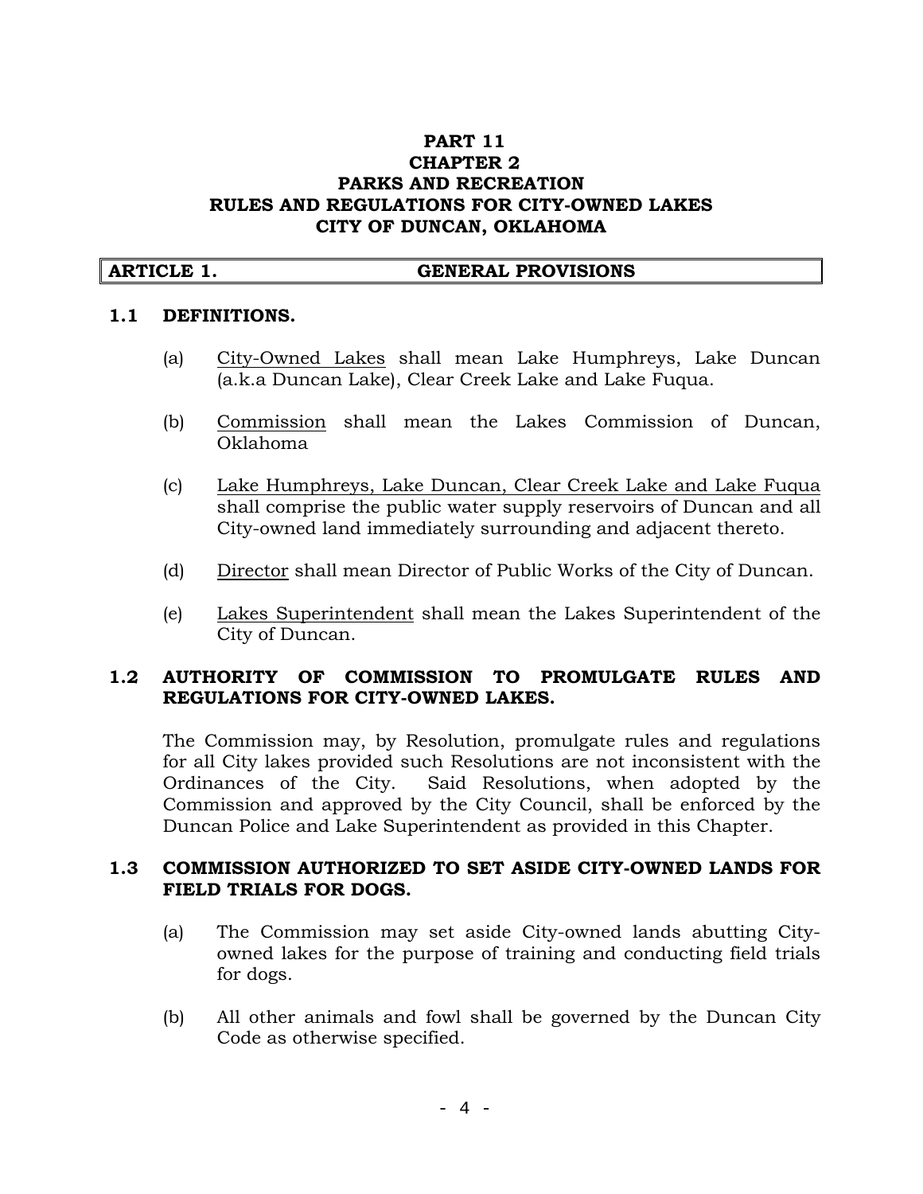# PART 11
# CHAPTER 2
# PARKS AND RECREATION
# RULES AND REGULATIONS FOR CITY-OWNED LAKES
# CITY OF DUNCAN, OKLAHOMA

## ARTICLE 1. GENERAL PROVISIONS

### 1.1 DEFINITIONS.

(a) City-Owned Lakes shall mean Lake Humphreys, Lake Duncan (a.k.a Duncan Lake), Clear Creek Lake and Lake Fuqua.

(b) Commission shall mean the Lakes Commission of Duncan, Oklahoma

(c) Lake Humphreys, Lake Duncan, Clear Creek Lake and Lake Fuqua shall comprise the public water supply reservoirs of Duncan and all City-owned land immediately surrounding and adjacent thereto.

(d) Director shall mean Director of Public Works of the City of Duncan.

(e) Lakes Superintendent shall mean the Lakes Superintendent of the City of Duncan.

### 1.2 AUTHORITY OF COMMISSION TO PROMULGATE RULES AND REGULATIONS FOR CITY-OWNED LAKES.

The Commission may, by Resolution, promulgate rules and regulations for all City lakes provided such Resolutions are not inconsistent with the Ordinances of the City. Said Resolutions, when adopted by the Commission and approved by the City Council, shall be enforced by the Duncan Police and Lake Superintendent as provided in this Chapter.

### 1.3 COMMISSION AUTHORIZED TO SET ASIDE CITY-OWNED LANDS FOR FIELD TRIALS FOR DOGS.

(a) The Commission may set aside City-owned lands abutting City-owned lakes for the purpose of training and conducting field trials for dogs.

(b) All other animals and fowl shall be governed by the Duncan City Code as otherwise specified.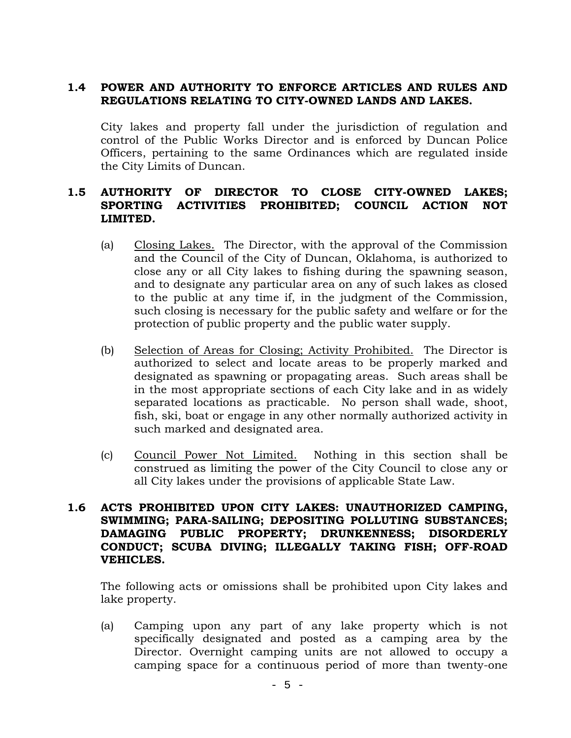### 1.4 POWER AND AUTHORITY TO ENFORCE ARTICLES AND RULES AND REGULATIONS RELATING TO CITY-OWNED LANDS AND LAKES.

City lakes and property fall under the jurisdiction of regulation and control of the Public Works Director and is enforced by Duncan Police Officers, pertaining to the same Ordinances which are regulated inside the City Limits of Duncan.

### 1.5 AUTHORITY OF DIRECTOR TO CLOSE CITY-OWNED LAKES; SPORTING ACTIVITIES PROHIBITED; COUNCIL ACTION NOT LIMITED.

(a) Closing Lakes. The Director, with the approval of the Commission and the Council of the City of Duncan, Oklahoma, is authorized to close any or all City lakes to fishing during the spawning season, and to designate any particular area on any of such lakes as closed to the public at any time if, in the judgment of the Commission, such closing is necessary for the public safety and welfare or for the protection of public property and the public water supply.

(b) Selection of Areas for Closing; Activity Prohibited. The Director is authorized to select and locate areas to be properly marked and designated as spawning or propagating areas. Such areas shall be in the most appropriate sections of each City lake and in as widely separated locations as practicable. No person shall wade, shoot, fish, ski, boat or engage in any other normally authorized activity in such marked and designated area.

(c) Council Power Not Limited. Nothing in this section shall be construed as limiting the power of the City Council to close any or all City lakes under the provisions of applicable State Law.

### 1.6 ACTS PROHIBITED UPON CITY LAKES: UNAUTHORIZED CAMPING, SWIMMING; PARA-SAILING; DEPOSITING POLLUTING SUBSTANCES; DAMAGING PUBLIC PROPERTY; DRUNKENNESS; DISORDERLY CONDUCT; SCUBA DIVING; ILLEGALLY TAKING FISH; OFF-ROAD VEHICLES.

The following acts or omissions shall be prohibited upon City lakes and lake property.

(a) Camping upon any part of any lake property which is not specifically designated and posted as a camping area by the Director. Overnight camping units are not allowed to occupy a camping space for a continuous period of more than twenty-one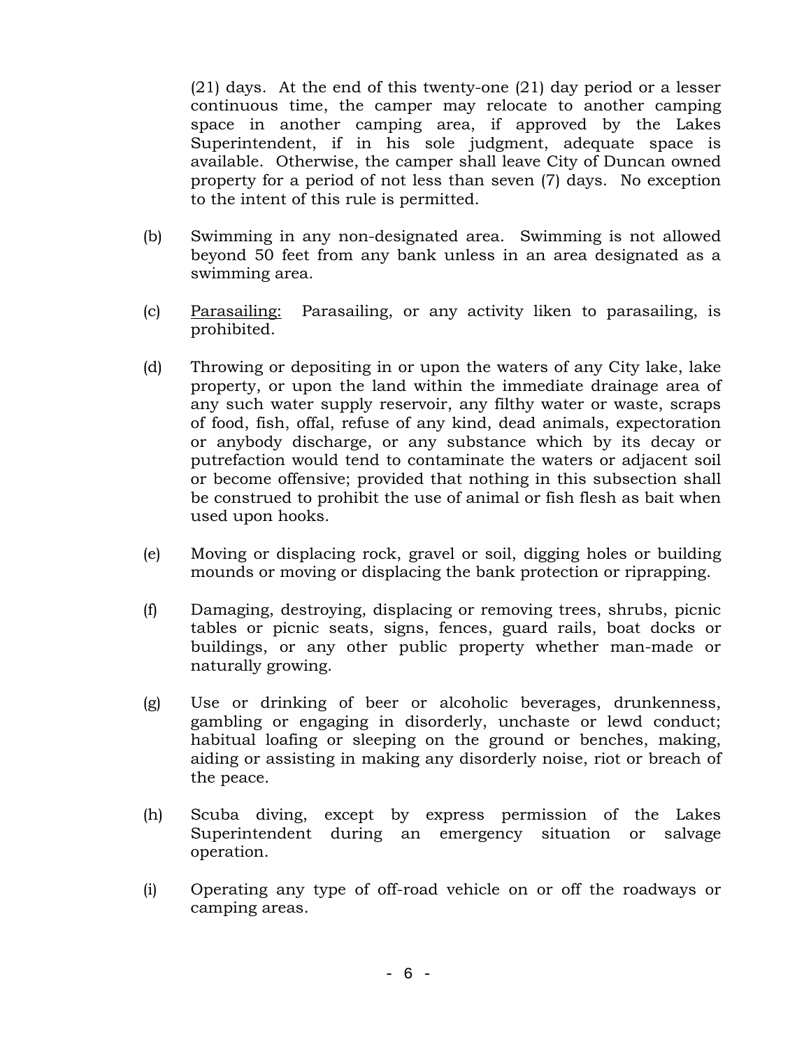(21) days. At the end of this twenty-one (21) day period or a lesser continuous time, the camper may relocate to another camping space in another camping area, if approved by the Lakes Superintendent, if in his sole judgment, adequate space is available. Otherwise, the camper shall leave City of Duncan owned property for a period of not less than seven (7) days. No exception to the intent of this rule is permitted.

(b) Swimming in any non-designated area. Swimming is not allowed beyond 50 feet from any bank unless in an area designated as a swimming area.

(c) <u>Parasailing:</u> Parasailing, or any activity liken to parasailing, is prohibited.

(d) Throwing or depositing in or upon the waters of any City lake, lake property, or upon the land within the immediate drainage area of any such water supply reservoir, any filthy water or waste, scraps of food, fish, offal, refuse of any kind, dead animals, expectoration or anybody discharge, or any substance which by its decay or putrefaction would tend to contaminate the waters or adjacent soil or become offensive; provided that nothing in this subsection shall be construed to prohibit the use of animal or fish flesh as bait when used upon hooks.

(e) Moving or displacing rock, gravel or soil, digging holes or building mounds or moving or displacing the bank protection or riprapping.

(f) Damaging, destroying, displacing or removing trees, shrubs, picnic tables or picnic seats, signs, fences, guard rails, boat docks or buildings, or any other public property whether man-made or naturally growing.

(g) Use or drinking of beer or alcoholic beverages, drunkenness, gambling or engaging in disorderly, unchaste or lewd conduct; habitual loafing or sleeping on the ground or benches, making, aiding or assisting in making any disorderly noise, riot or breach of the peace.

(h) Scuba diving, except by express permission of the Lakes Superintendent during an emergency situation or salvage operation.

(i) Operating any type of off-road vehicle on or off the roadways or camping areas.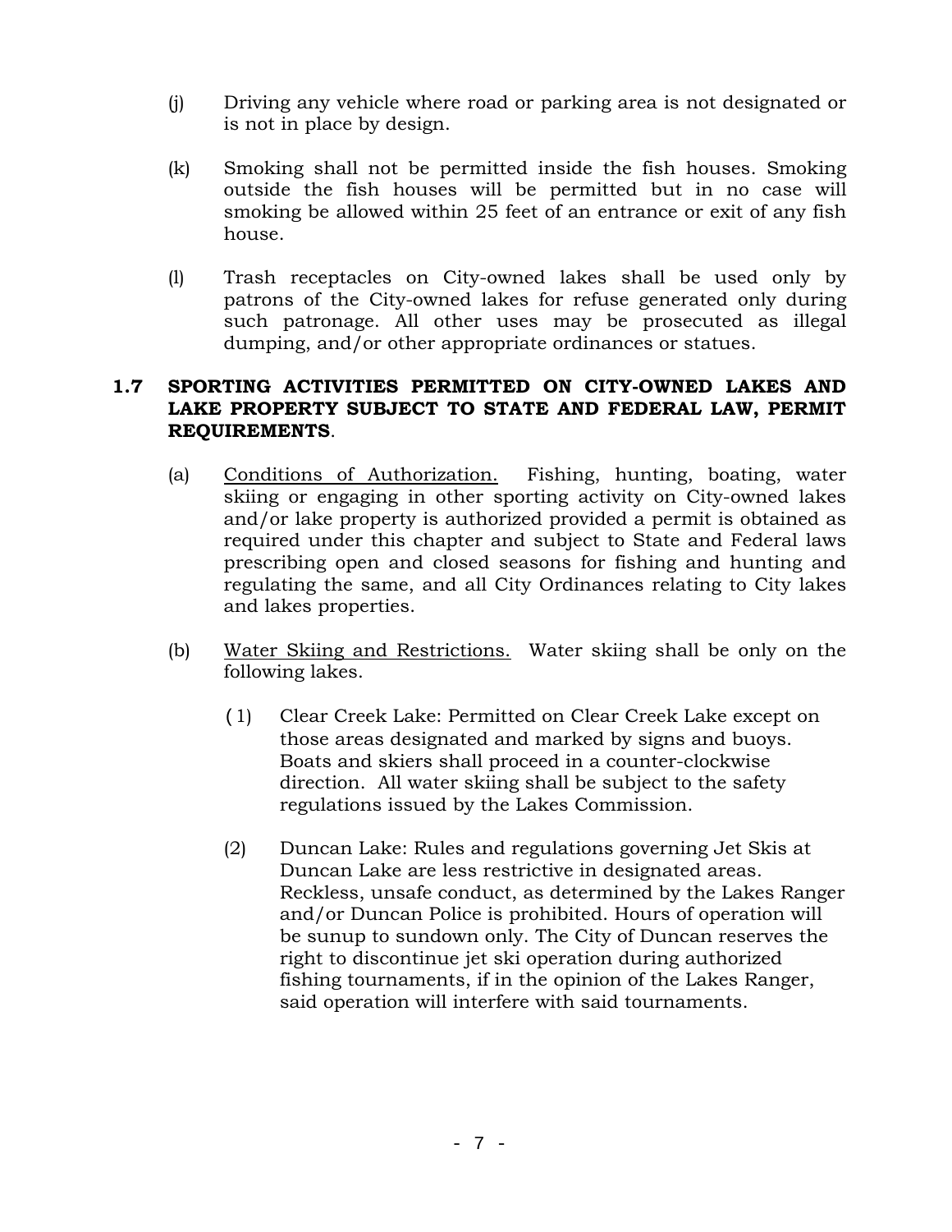(j) Driving any vehicle where road or parking area is not designated or is not in place by design.

(k) Smoking shall not be permitted inside the fish houses. Smoking outside the fish houses will be permitted but in no case will smoking be allowed within 25 feet of an entrance or exit of any fish house.

(l) Trash receptacles on City-owned lakes shall be used only by patrons of the City-owned lakes for refuse generated only during such patronage. All other uses may be prosecuted as illegal dumping, and/or other appropriate ordinances or statues.

**1.7 SPORTING ACTIVITIES PERMITTED ON CITY-OWNED LAKES AND LAKE PROPERTY SUBJECT TO STATE AND FEDERAL LAW, PERMIT REQUIREMENTS**.

(a) <u>Conditions of Authorization.</u> Fishing, hunting, boating, water skiing or engaging in other sporting activity on City-owned lakes and/or lake property is authorized provided a permit is obtained as required under this chapter and subject to State and Federal laws prescribing open and closed seasons for fishing and hunting and regulating the same, and all City Ordinances relating to City lakes and lakes properties.

(b) <u>Water Skiing and Restrictions.</u> Water skiing shall be only on the following lakes.

(1) Clear Creek Lake: Permitted on Clear Creek Lake except on those areas designated and marked by signs and buoys. Boats and skiers shall proceed in a counter-clockwise direction. All water skiing shall be subject to the safety regulations issued by the Lakes Commission.

(2) Duncan Lake: Rules and regulations governing Jet Skis at Duncan Lake are less restrictive in designated areas. Reckless, unsafe conduct, as determined by the Lakes Ranger and/or Duncan Police is prohibited. Hours of operation will be sunup to sundown only. The City of Duncan reserves the right to discontinue jet ski operation during authorized fishing tournaments, if in the opinion of the Lakes Ranger, said operation will interfere with said tournaments.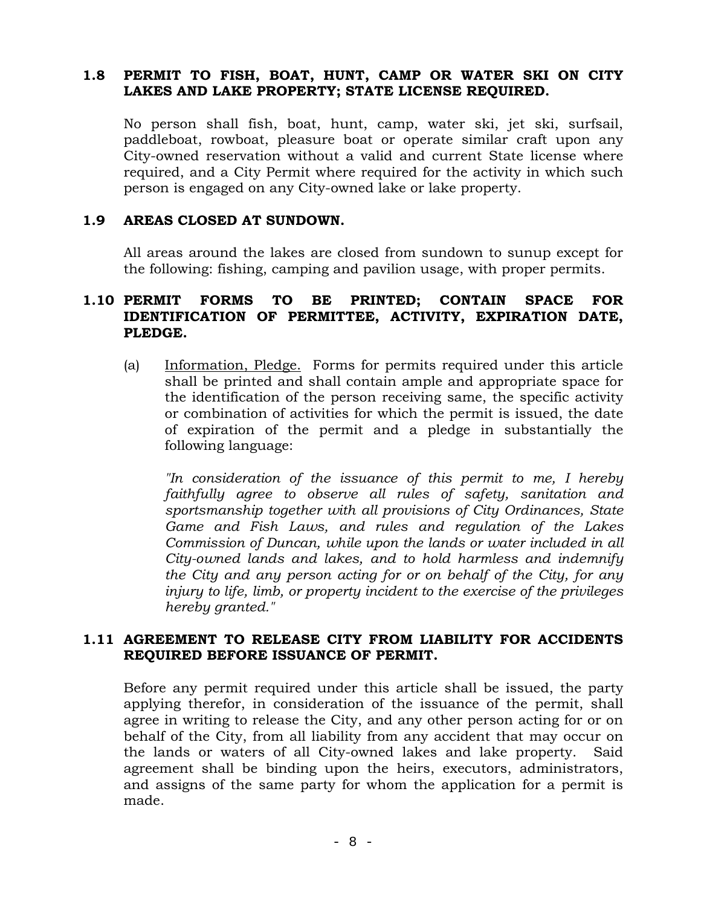### 1.8 PERMIT TO FISH, BOAT, HUNT, CAMP OR WATER SKI ON CITY LAKES AND LAKE PROPERTY; STATE LICENSE REQUIRED.

No person shall fish, boat, hunt, camp, water ski, jet ski, surfsail, paddleboat, rowboat, pleasure boat or operate similar craft upon any City-owned reservation without a valid and current State license where required, and a City Permit where required for the activity in which such person is engaged on any City-owned lake or lake property.

### 1.9 AREAS CLOSED AT SUNDOWN.

All areas around the lakes are closed from sundown to sunup except for the following: fishing, camping and pavilion usage, with proper permits.

### 1.10 PERMIT FORMS TO BE PRINTED; CONTAIN SPACE FOR IDENTIFICATION OF PERMITTEE, ACTIVITY, EXPIRATION DATE, PLEDGE.

(a) Information, Pledge. Forms for permits required under this article shall be printed and shall contain ample and appropriate space for the identification of the person receiving same, the specific activity or combination of activities for which the permit is issued, the date of expiration of the permit and a pledge in substantially the following language:

*"In consideration of the issuance of this permit to me, I hereby faithfully agree to observe all rules of safety, sanitation and sportsmanship together with all provisions of City Ordinances, State Game and Fish Laws, and rules and regulation of the Lakes Commission of Duncan, while upon the lands or water included in all City-owned lands and lakes, and to hold harmless and indemnify the City and any person acting for or on behalf of the City, for any injury to life, limb, or property incident to the exercise of the privileges hereby granted."*

### 1.11 AGREEMENT TO RELEASE CITY FROM LIABILITY FOR ACCIDENTS REQUIRED BEFORE ISSUANCE OF PERMIT.

Before any permit required under this article shall be issued, the party applying therefor, in consideration of the issuance of the permit, shall agree in writing to release the City, and any other person acting for or on behalf of the City, from all liability from any accident that may occur on the lands or waters of all City-owned lakes and lake property. Said agreement shall be binding upon the heirs, executors, administrators, and assigns of the same party for whom the application for a permit is made.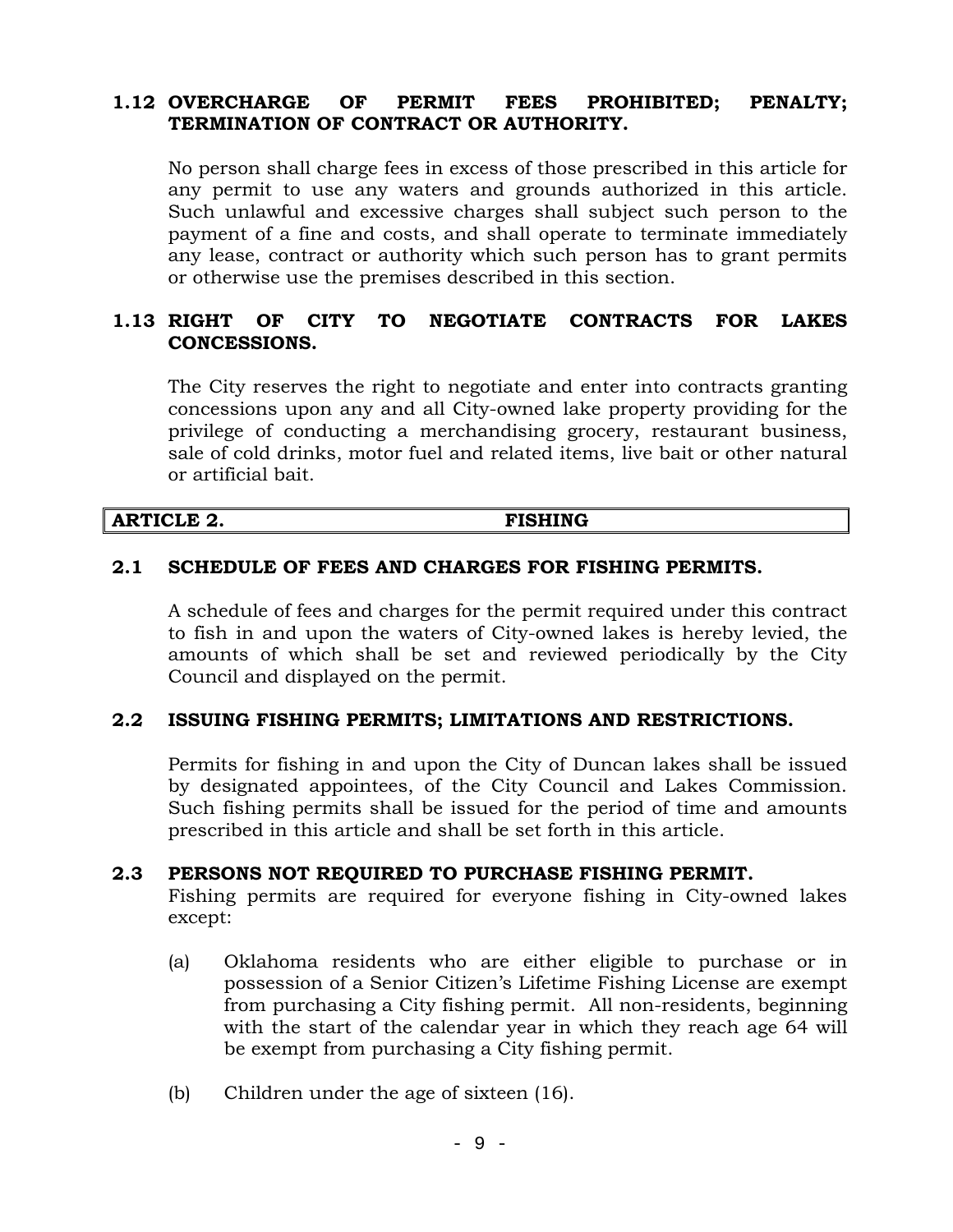### 1.12 OVERCHARGE OF PERMIT FEES PROHIBITED; PENALTY; TERMINATION OF CONTRACT OR AUTHORITY.

No person shall charge fees in excess of those prescribed in this article for any permit to use any waters and grounds authorized in this article. Such unlawful and excessive charges shall subject such person to the payment of a fine and costs, and shall operate to terminate immediately any lease, contract or authority which such person has to grant permits or otherwise use the premises described in this section.

### 1.13 RIGHT OF CITY TO NEGOTIATE CONTRACTS FOR LAKES CONCESSIONS.

The City reserves the right to negotiate and enter into contracts granting concessions upon any and all City-owned lake property providing for the privilege of conducting a merchandising grocery, restaurant business, sale of cold drinks, motor fuel and related items, live bait or other natural or artificial bait.

## ARTICLE 2. FISHING

### 2.1 SCHEDULE OF FEES AND CHARGES FOR FISHING PERMITS.

A schedule of fees and charges for the permit required under this contract to fish in and upon the waters of City-owned lakes is hereby levied, the amounts of which shall be set and reviewed periodically by the City Council and displayed on the permit.

### 2.2 ISSUING FISHING PERMITS; LIMITATIONS AND RESTRICTIONS.

Permits for fishing in and upon the City of Duncan lakes shall be issued by designated appointees, of the City Council and Lakes Commission. Such fishing permits shall be issued for the period of time and amounts prescribed in this article and shall be set forth in this article.

### 2.3 PERSONS NOT REQUIRED TO PURCHASE FISHING PERMIT.

Fishing permits are required for everyone fishing in City-owned lakes except:

(a) Oklahoma residents who are either eligible to purchase or in possession of a Senior Citizen's Lifetime Fishing License are exempt from purchasing a City fishing permit. All non-residents, beginning with the start of the calendar year in which they reach age 64 will be exempt from purchasing a City fishing permit.

(b) Children under the age of sixteen (16).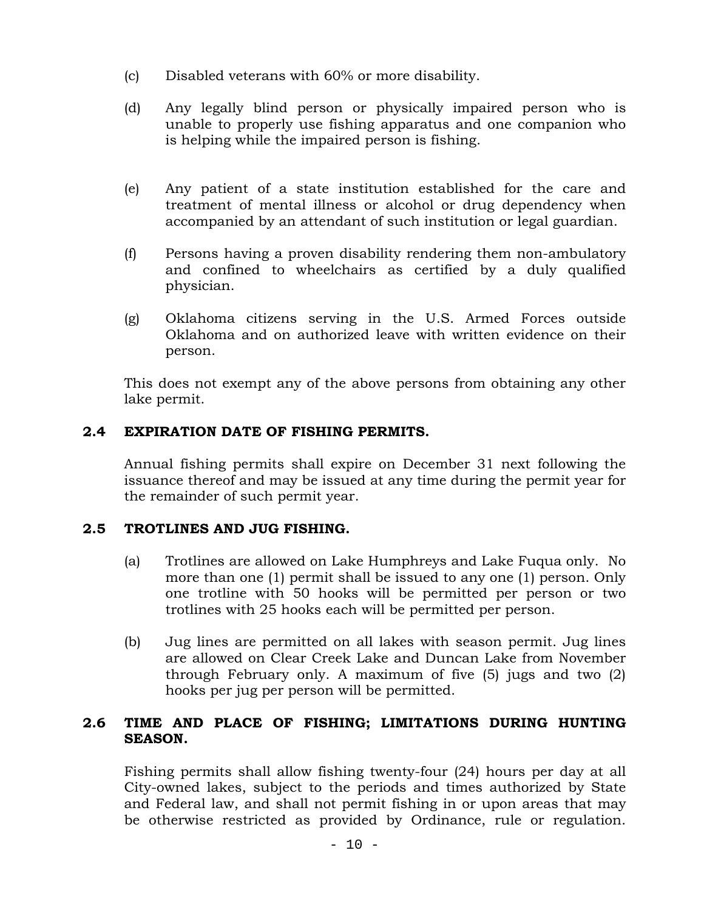(c) Disabled veterans with 60% or more disability.

(d) Any legally blind person or physically impaired person who is unable to properly use fishing apparatus and one companion who is helping while the impaired person is fishing.

(e) Any patient of a state institution established for the care and treatment of mental illness or alcohol or drug dependency when accompanied by an attendant of such institution or legal guardian.

(f) Persons having a proven disability rendering them non-ambulatory and confined to wheelchairs as certified by a duly qualified physician.

(g) Oklahoma citizens serving in the U.S. Armed Forces outside Oklahoma and on authorized leave with written evidence on their person.

This does not exempt any of the above persons from obtaining any other lake permit.

### 2.4 EXPIRATION DATE OF FISHING PERMITS.

Annual fishing permits shall expire on December 31 next following the issuance thereof and may be issued at any time during the permit year for the remainder of such permit year.

### 2.5 TROTLINES AND JUG FISHING.

(a) Trotlines are allowed on Lake Humphreys and Lake Fuqua only. No more than one (1) permit shall be issued to any one (1) person. Only one trotline with 50 hooks will be permitted per person or two trotlines with 25 hooks each will be permitted per person.

(b) Jug lines are permitted on all lakes with season permit. Jug lines are allowed on Clear Creek Lake and Duncan Lake from November through February only. A maximum of five (5) jugs and two (2) hooks per jug per person will be permitted.

### 2.6 TIME AND PLACE OF FISHING; LIMITATIONS DURING HUNTING SEASON.

Fishing permits shall allow fishing twenty-four (24) hours per day at all City-owned lakes, subject to the periods and times authorized by State and Federal law, and shall not permit fishing in or upon areas that may be otherwise restricted as provided by Ordinance, rule or regulation.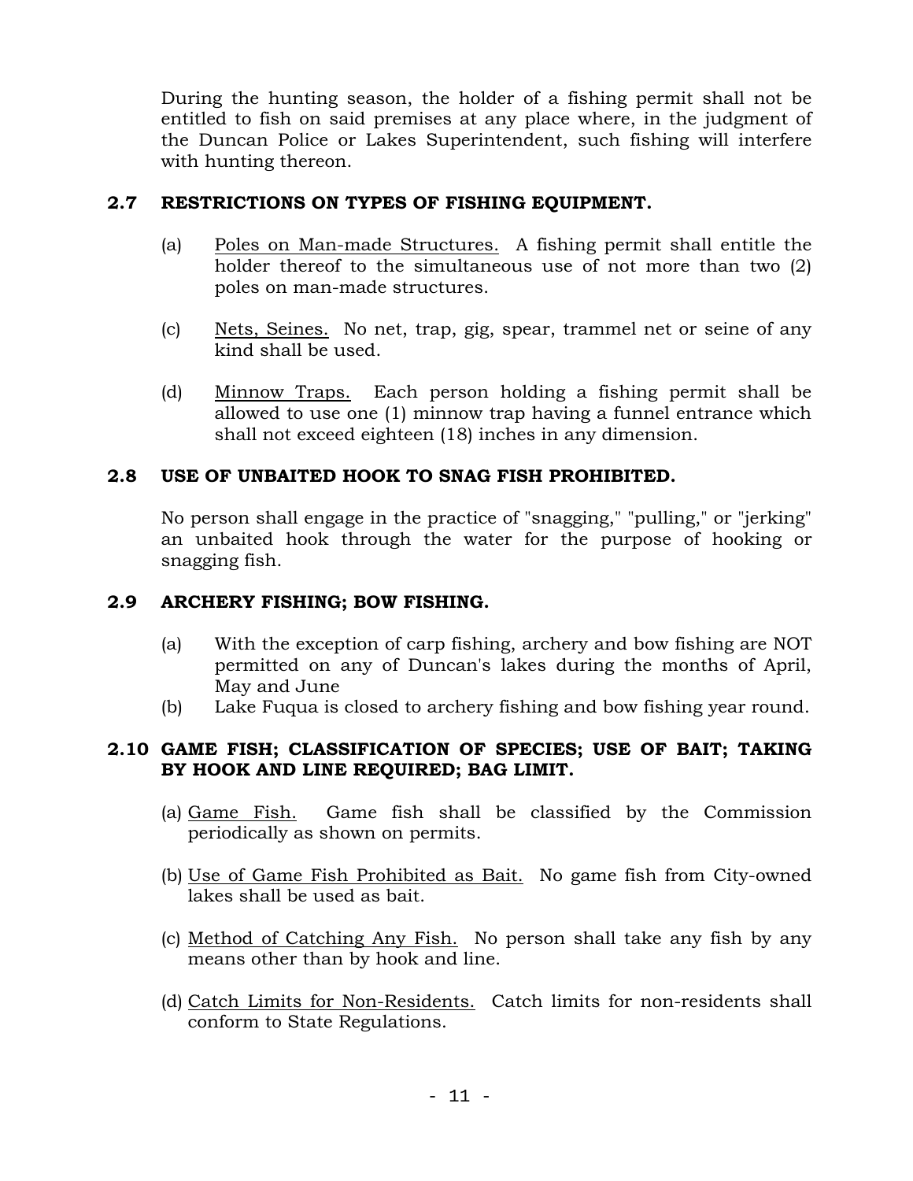During the hunting season, the holder of a fishing permit shall not be entitled to fish on said premises at any place where, in the judgment of the Duncan Police or Lakes Superintendent, such fishing will interfere with hunting thereon.

### 2.7 RESTRICTIONS ON TYPES OF FISHING EQUIPMENT.

(a) Poles on Man-made Structures. A fishing permit shall entitle the holder thereof to the simultaneous use of not more than two (2) poles on man-made structures.

(c) Nets, Seines. No net, trap, gig, spear, trammel net or seine of any kind shall be used.

(d) Minnow Traps. Each person holding a fishing permit shall be allowed to use one (1) minnow trap having a funnel entrance which shall not exceed eighteen (18) inches in any dimension.

### 2.8 USE OF UNBAITED HOOK TO SNAG FISH PROHIBITED.

No person shall engage in the practice of "snagging," "pulling," or "jerking" an unbaited hook through the water for the purpose of hooking or snagging fish.

### 2.9 ARCHERY FISHING; BOW FISHING.

(a) With the exception of carp fishing, archery and bow fishing are NOT permitted on any of Duncan's lakes during the months of April, May and June

(b) Lake Fuqua is closed to archery fishing and bow fishing year round.

### 2.10 GAME FISH; CLASSIFICATION OF SPECIES; USE OF BAIT; TAKING BY HOOK AND LINE REQUIRED; BAG LIMIT.

(a) Game Fish. Game fish shall be classified by the Commission periodically as shown on permits.

(b) Use of Game Fish Prohibited as Bait. No game fish from City-owned lakes shall be used as bait.

(c) Method of Catching Any Fish. No person shall take any fish by any means other than by hook and line.

(d) Catch Limits for Non-Residents. Catch limits for non-residents shall conform to State Regulations.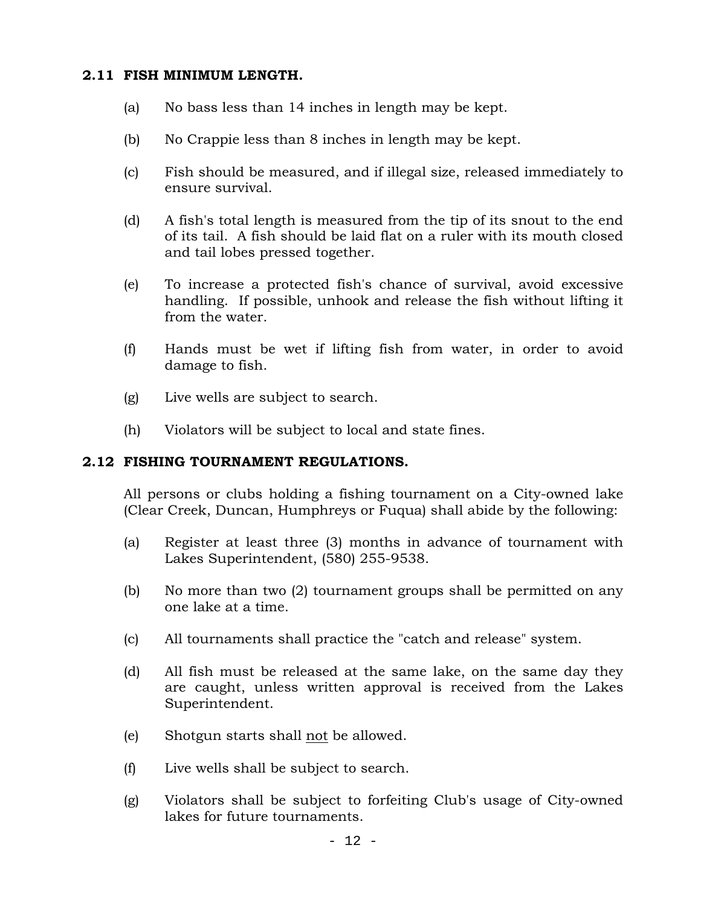### 2.11 FISH MINIMUM LENGTH.

(a) No bass less than 14 inches in length may be kept.

(b) No Crappie less than 8 inches in length may be kept.

(c) Fish should be measured, and if illegal size, released immediately to ensure survival.

(d) A fish's total length is measured from the tip of its snout to the end of its tail. A fish should be laid flat on a ruler with its mouth closed and tail lobes pressed together.

(e) To increase a protected fish's chance of survival, avoid excessive handling. If possible, unhook and release the fish without lifting it from the water.

(f) Hands must be wet if lifting fish from water, in order to avoid damage to fish.

(g) Live wells are subject to search.

(h) Violators will be subject to local and state fines.

### 2.12 FISHING TOURNAMENT REGULATIONS.

All persons or clubs holding a fishing tournament on a City-owned lake (Clear Creek, Duncan, Humphreys or Fuqua) shall abide by the following:

(a) Register at least three (3) months in advance of tournament with Lakes Superintendent, (580) 255-9538.

(b) No more than two (2) tournament groups shall be permitted on any one lake at a time.

(c) All tournaments shall practice the "catch and release" system.

(d) All fish must be released at the same lake, on the same day they are caught, unless written approval is received from the Lakes Superintendent.

(e) Shotgun starts shall <u>not</u> be allowed.

(f) Live wells shall be subject to search.

(g) Violators shall be subject to forfeiting Club's usage of City-owned lakes for future tournaments.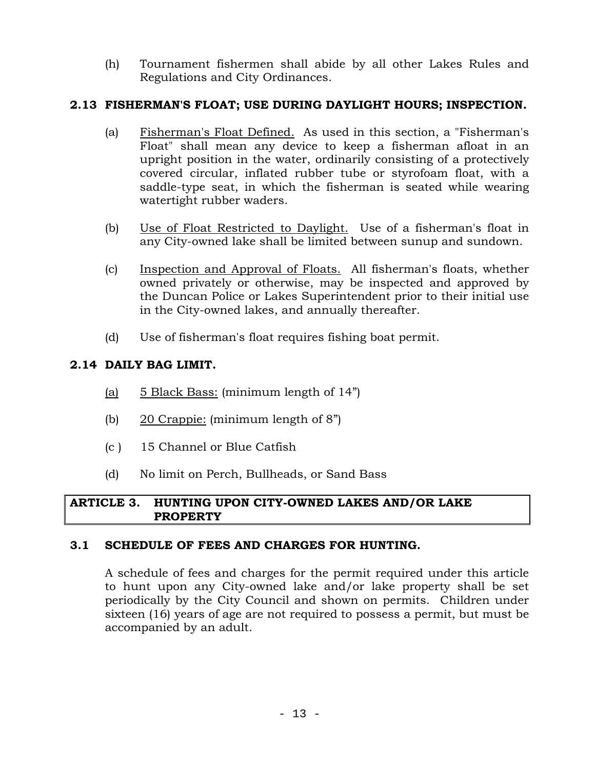(h) Tournament fishermen shall abide by all other Lakes Rules and Regulations and City Ordinances.

### 2.13 FISHERMAN'S FLOAT; USE DURING DAYLIGHT HOURS; INSPECTION.

(a) Fisherman's Float Defined. As used in this section, a "Fisherman's Float" shall mean any device to keep a fisherman afloat in an upright position in the water, ordinarily consisting of a protectively covered circular, inflated rubber tube or styrofoam float, with a saddle-type seat, in which the fisherman is seated while wearing watertight rubber waders.

(b) Use of Float Restricted to Daylight. Use of a fisherman's float in any City-owned lake shall be limited between sunup and sundown.

(c) Inspection and Approval of Floats. All fisherman's floats, whether owned privately or otherwise, may be inspected and approved by the Duncan Police or Lakes Superintendent prior to their initial use in the City-owned lakes, and annually thereafter.

(d) Use of fisherman's float requires fishing boat permit.

### 2.14 DAILY BAG LIMIT.

(a) 5 Black Bass: (minimum length of 14")

(b) 20 Crappie: (minimum length of 8")

(c ) 15 Channel or Blue Catfish

(d) No limit on Perch, Bullheads, or Sand Bass

## ARTICLE 3. HUNTING UPON CITY-OWNED LAKES AND/OR LAKE PROPERTY

### 3.1 SCHEDULE OF FEES AND CHARGES FOR HUNTING.

A schedule of fees and charges for the permit required under this article to hunt upon any City-owned lake and/or lake property shall be set periodically by the City Council and shown on permits. Children under sixteen (16) years of age are not required to possess a permit, but must be accompanied by an adult.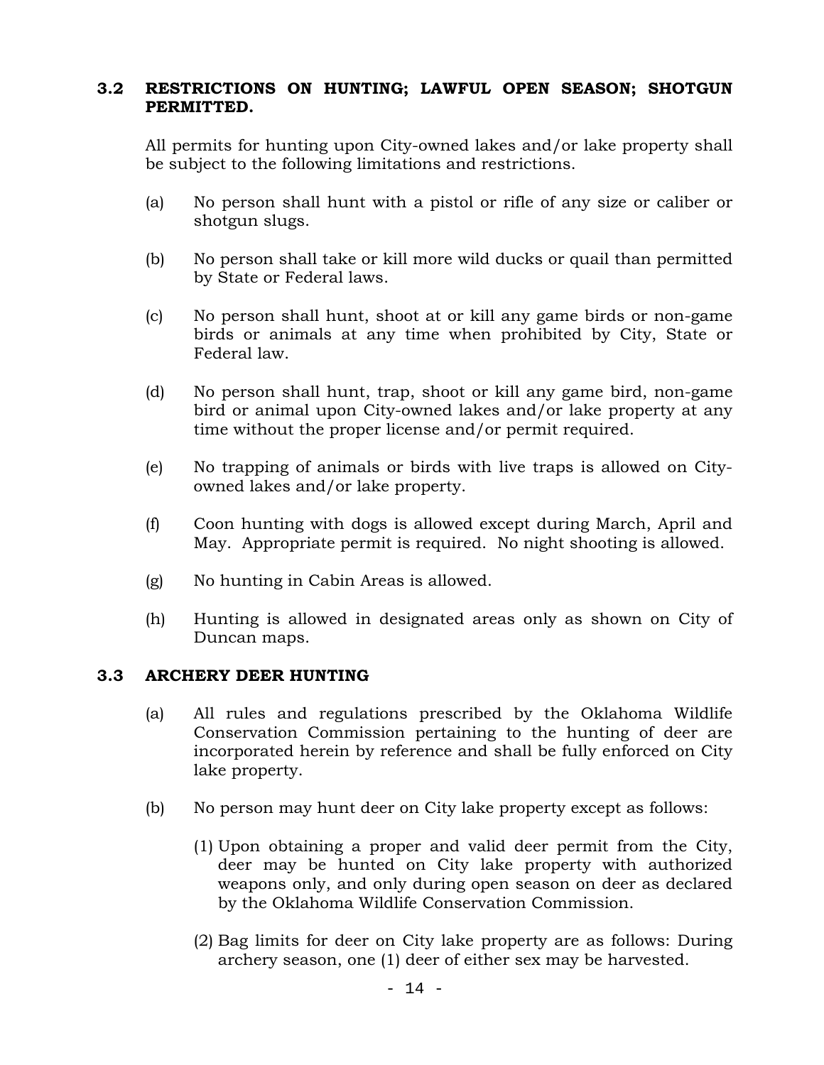## 3.2 RESTRICTIONS ON HUNTING; LAWFUL OPEN SEASON; SHOTGUN PERMITTED.

All permits for hunting upon City-owned lakes and/or lake property shall be subject to the following limitations and restrictions.

(a) No person shall hunt with a pistol or rifle of any size or caliber or shotgun slugs.

(b) No person shall take or kill more wild ducks or quail than permitted by State or Federal laws.

(c) No person shall hunt, shoot at or kill any game birds or non-game birds or animals at any time when prohibited by City, State or Federal law.

(d) No person shall hunt, trap, shoot or kill any game bird, non-game bird or animal upon City-owned lakes and/or lake property at any time without the proper license and/or permit required.

(e) No trapping of animals or birds with live traps is allowed on City-owned lakes and/or lake property.

(f) Coon hunting with dogs is allowed except during March, April and May. Appropriate permit is required. No night shooting is allowed.

(g) No hunting in Cabin Areas is allowed.

(h) Hunting is allowed in designated areas only as shown on City of Duncan maps.

## 3.3 ARCHERY DEER HUNTING

(a) All rules and regulations prescribed by the Oklahoma Wildlife Conservation Commission pertaining to the hunting of deer are incorporated herein by reference and shall be fully enforced on City lake property.

(b) No person may hunt deer on City lake property except as follows:

(1) Upon obtaining a proper and valid deer permit from the City, deer may be hunted on City lake property with authorized weapons only, and only during open season on deer as declared by the Oklahoma Wildlife Conservation Commission.

(2) Bag limits for deer on City lake property are as follows: During archery season, one (1) deer of either sex may be harvested.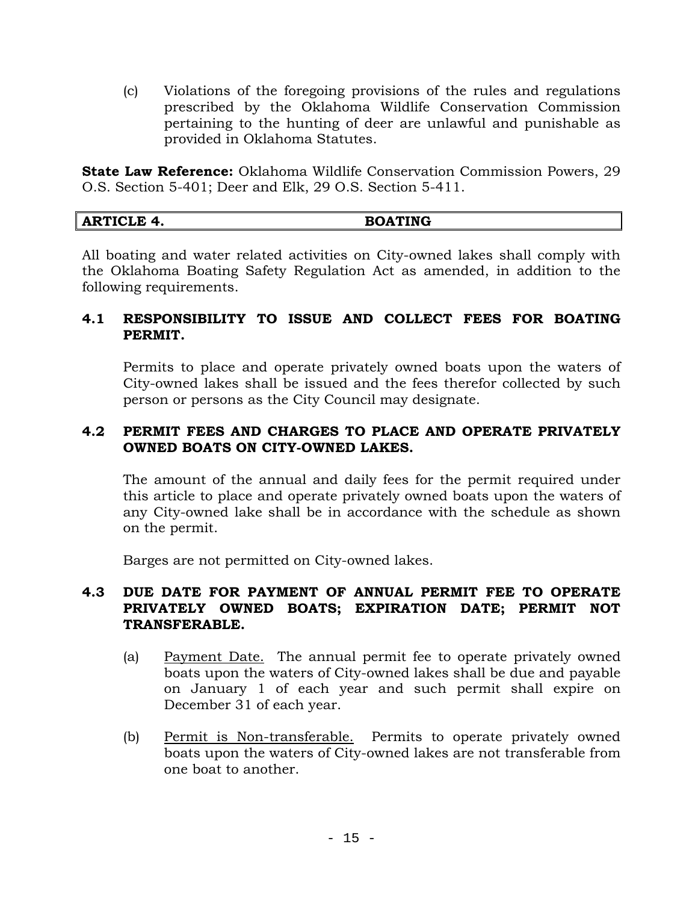(c) Violations of the foregoing provisions of the rules and regulations prescribed by the Oklahoma Wildlife Conservation Commission pertaining to the hunting of deer are unlawful and punishable as provided in Oklahoma Statutes.

**State Law Reference:** Oklahoma Wildlife Conservation Commission Powers, 29 O.S. Section 5-401; Deer and Elk, 29 O.S. Section 5-411.

## ARTICLE 4. BOATING

All boating and water related activities on City-owned lakes shall comply with the Oklahoma Boating Safety Regulation Act as amended, in addition to the following requirements.

### 4.1 RESPONSIBILITY TO ISSUE AND COLLECT FEES FOR BOATING PERMIT.

Permits to place and operate privately owned boats upon the waters of City-owned lakes shall be issued and the fees therefor collected by such person or persons as the City Council may designate.

### 4.2 PERMIT FEES AND CHARGES TO PLACE AND OPERATE PRIVATELY OWNED BOATS ON CITY-OWNED LAKES.

The amount of the annual and daily fees for the permit required under this article to place and operate privately owned boats upon the waters of any City-owned lake shall be in accordance with the schedule as shown on the permit.

Barges are not permitted on City-owned lakes.

### 4.3 DUE DATE FOR PAYMENT OF ANNUAL PERMIT FEE TO OPERATE PRIVATELY OWNED BOATS; EXPIRATION DATE; PERMIT NOT TRANSFERABLE.

(a) Payment Date. The annual permit fee to operate privately owned boats upon the waters of City-owned lakes shall be due and payable on January 1 of each year and such permit shall expire on December 31 of each year.

(b) Permit is Non-transferable. Permits to operate privately owned boats upon the waters of City-owned lakes are not transferable from one boat to another.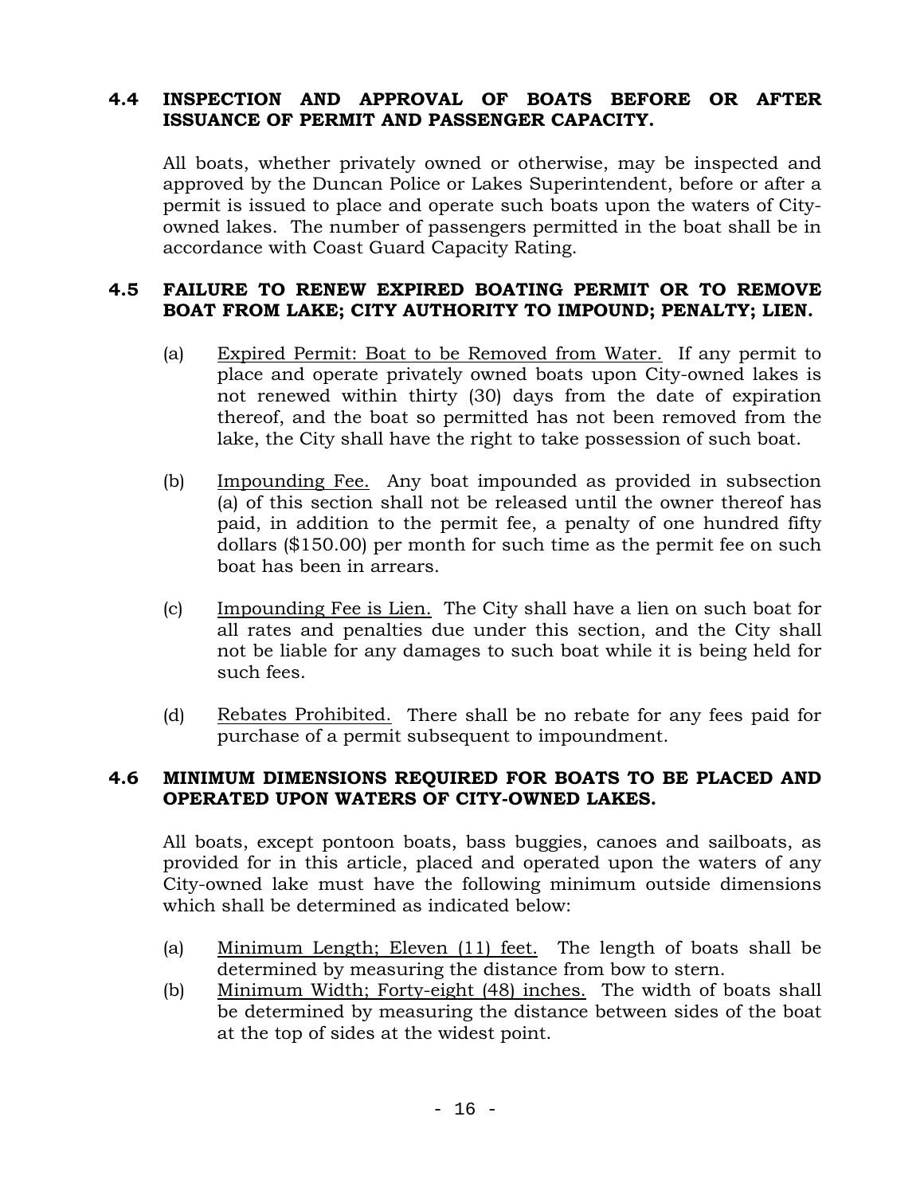**4.4 INSPECTION AND APPROVAL OF BOATS BEFORE OR AFTER ISSUANCE OF PERMIT AND PASSENGER CAPACITY.**

All boats, whether privately owned or otherwise, may be inspected and approved by the Duncan Police or Lakes Superintendent, before or after a permit is issued to place and operate such boats upon the waters of City-owned lakes. The number of passengers permitted in the boat shall be in accordance with Coast Guard Capacity Rating.

**4.5 FAILURE TO RENEW EXPIRED BOATING PERMIT OR TO REMOVE BOAT FROM LAKE; CITY AUTHORITY TO IMPOUND; PENALTY; LIEN.**

(a) Expired Permit: Boat to be Removed from Water. If any permit to place and operate privately owned boats upon City-owned lakes is not renewed within thirty (30) days from the date of expiration thereof, and the boat so permitted has not been removed from the lake, the City shall have the right to take possession of such boat.

(b) Impounding Fee. Any boat impounded as provided in subsection (a) of this section shall not be released until the owner thereof has paid, in addition to the permit fee, a penalty of one hundred fifty dollars ($150.00) per month for such time as the permit fee on such boat has been in arrears.

(c) Impounding Fee is Lien. The City shall have a lien on such boat for all rates and penalties due under this section, and the City shall not be liable for any damages to such boat while it is being held for such fees.

(d) Rebates Prohibited. There shall be no rebate for any fees paid for purchase of a permit subsequent to impoundment.

**4.6 MINIMUM DIMENSIONS REQUIRED FOR BOATS TO BE PLACED AND OPERATED UPON WATERS OF CITY-OWNED LAKES.**

All boats, except pontoon boats, bass buggies, canoes and sailboats, as provided for in this article, placed and operated upon the waters of any City-owned lake must have the following minimum outside dimensions which shall be determined as indicated below:

(a) Minimum Length; Eleven (11) feet. The length of boats shall be determined by measuring the distance from bow to stern.

(b) Minimum Width; Forty-eight (48) inches. The width of boats shall be determined by measuring the distance between sides of the boat at the top of sides at the widest point.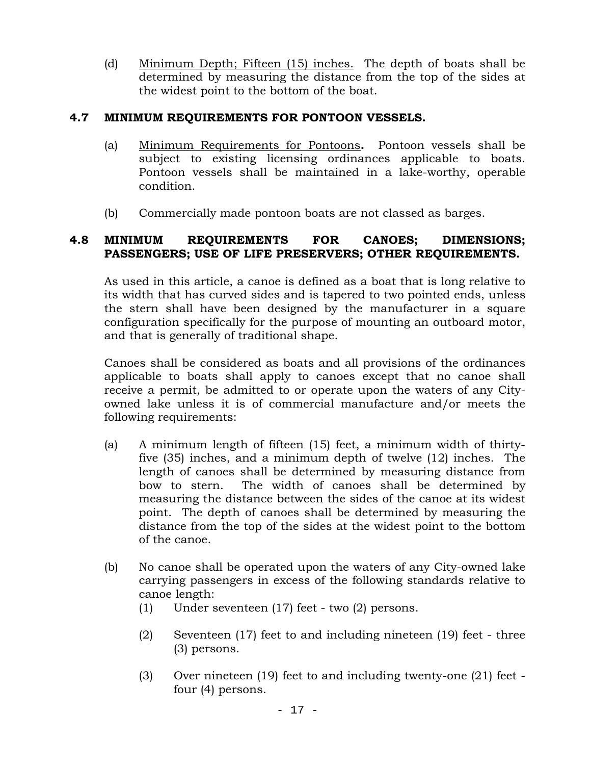(d) Minimum Depth; Fifteen (15) inches. The depth of boats shall be determined by measuring the distance from the top of the sides at the widest point to the bottom of the boat.

### 4.7 MINIMUM REQUIREMENTS FOR PONTOON VESSELS.

(a) Minimum Requirements for Pontoons**.** Pontoon vessels shall be subject to existing licensing ordinances applicable to boats. Pontoon vessels shall be maintained in a lake-worthy, operable condition.

(b) Commercially made pontoon boats are not classed as barges.

### 4.8 MINIMUM REQUIREMENTS FOR CANOES; DIMENSIONS; PASSENGERS; USE OF LIFE PRESERVERS; OTHER REQUIREMENTS.

As used in this article, a canoe is defined as a boat that is long relative to its width that has curved sides and is tapered to two pointed ends, unless the stern shall have been designed by the manufacturer in a square configuration specifically for the purpose of mounting an outboard motor, and that is generally of traditional shape.

Canoes shall be considered as boats and all provisions of the ordinances applicable to boats shall apply to canoes except that no canoe shall receive a permit, be admitted to or operate upon the waters of any City-owned lake unless it is of commercial manufacture and/or meets the following requirements:

(a) A minimum length of fifteen (15) feet, a minimum width of thirty-five (35) inches, and a minimum depth of twelve (12) inches. The length of canoes shall be determined by measuring distance from bow to stern. The width of canoes shall be determined by measuring the distance between the sides of the canoe at its widest point. The depth of canoes shall be determined by measuring the distance from the top of the sides at the widest point to the bottom of the canoe.

(b) No canoe shall be operated upon the waters of any City-owned lake carrying passengers in excess of the following standards relative to canoe length:

   (1) Under seventeen (17) feet - two (2) persons.

   (2) Seventeen (17) feet to and including nineteen (19) feet - three (3) persons.

   (3) Over nineteen (19) feet to and including twenty-one (21) feet - four (4) persons.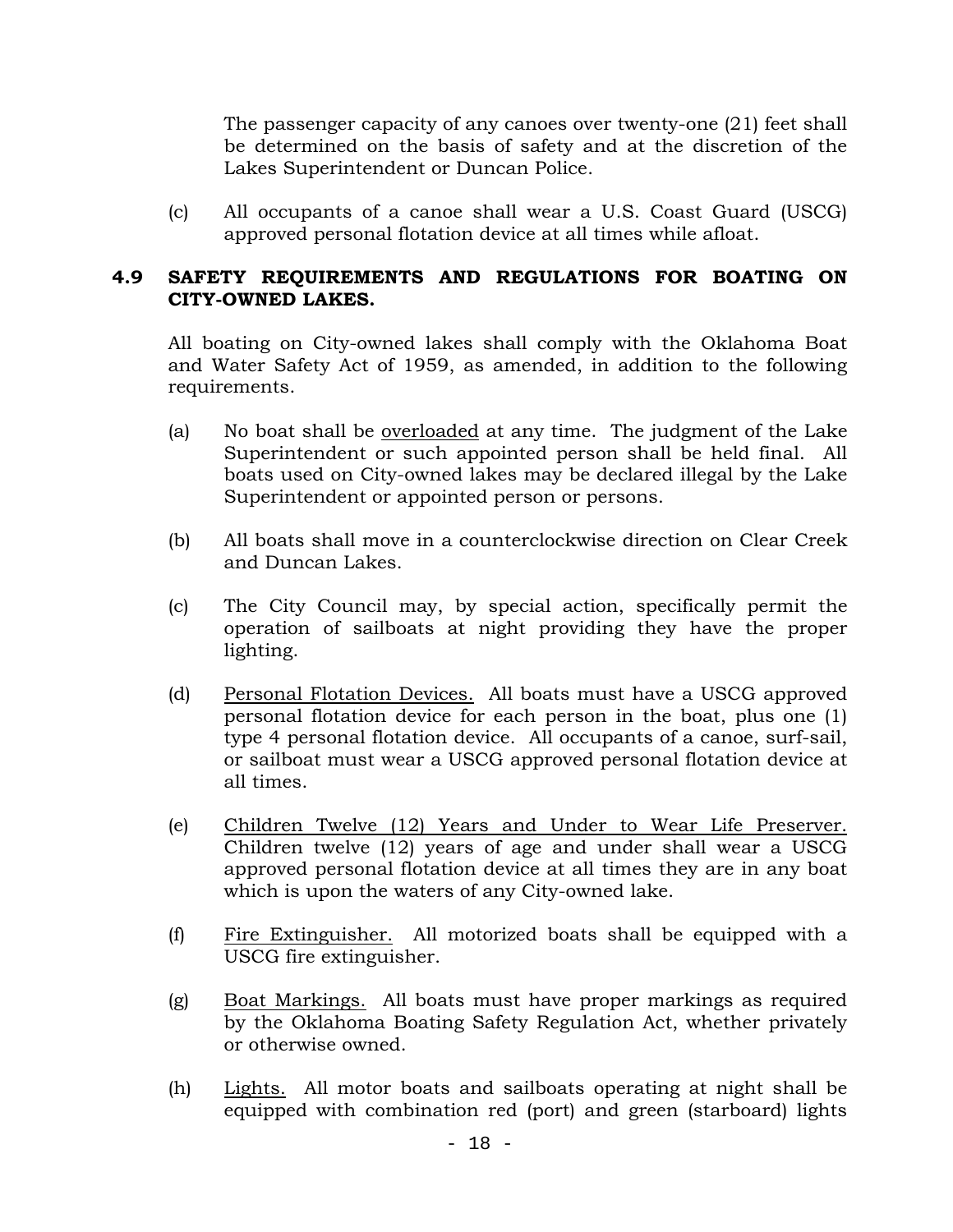The passenger capacity of any canoes over twenty-one (21) feet shall be determined on the basis of safety and at the discretion of the Lakes Superintendent or Duncan Police.

(c) All occupants of a canoe shall wear a U.S. Coast Guard (USCG) approved personal flotation device at all times while afloat.

## 4.9 SAFETY REQUIREMENTS AND REGULATIONS FOR BOATING ON CITY-OWNED LAKES.

All boating on City-owned lakes shall comply with the Oklahoma Boat and Water Safety Act of 1959, as amended, in addition to the following requirements.

(a) No boat shall be <u>overloaded</u> at any time. The judgment of the Lake Superintendent or such appointed person shall be held final. All boats used on City-owned lakes may be declared illegal by the Lake Superintendent or appointed person or persons.

(b) All boats shall move in a counterclockwise direction on Clear Creek and Duncan Lakes.

(c) The City Council may, by special action, specifically permit the operation of sailboats at night providing they have the proper lighting.

(d) <u>Personal Flotation Devices.</u> All boats must have a USCG approved personal flotation device for each person in the boat, plus one (1) type 4 personal flotation device. All occupants of a canoe, surf-sail, or sailboat must wear a USCG approved personal flotation device at all times.

(e) <u>Children Twelve (12) Years and Under to Wear Life Preserver.</u> Children twelve (12) years of age and under shall wear a USCG approved personal flotation device at all times they are in any boat which is upon the waters of any City-owned lake.

(f) <u>Fire Extinguisher.</u> All motorized boats shall be equipped with a USCG fire extinguisher.

(g) <u>Boat Markings.</u> All boats must have proper markings as required by the Oklahoma Boating Safety Regulation Act, whether privately or otherwise owned.

(h) <u>Lights.</u> All motor boats and sailboats operating at night shall be equipped with combination red (port) and green (starboard) lights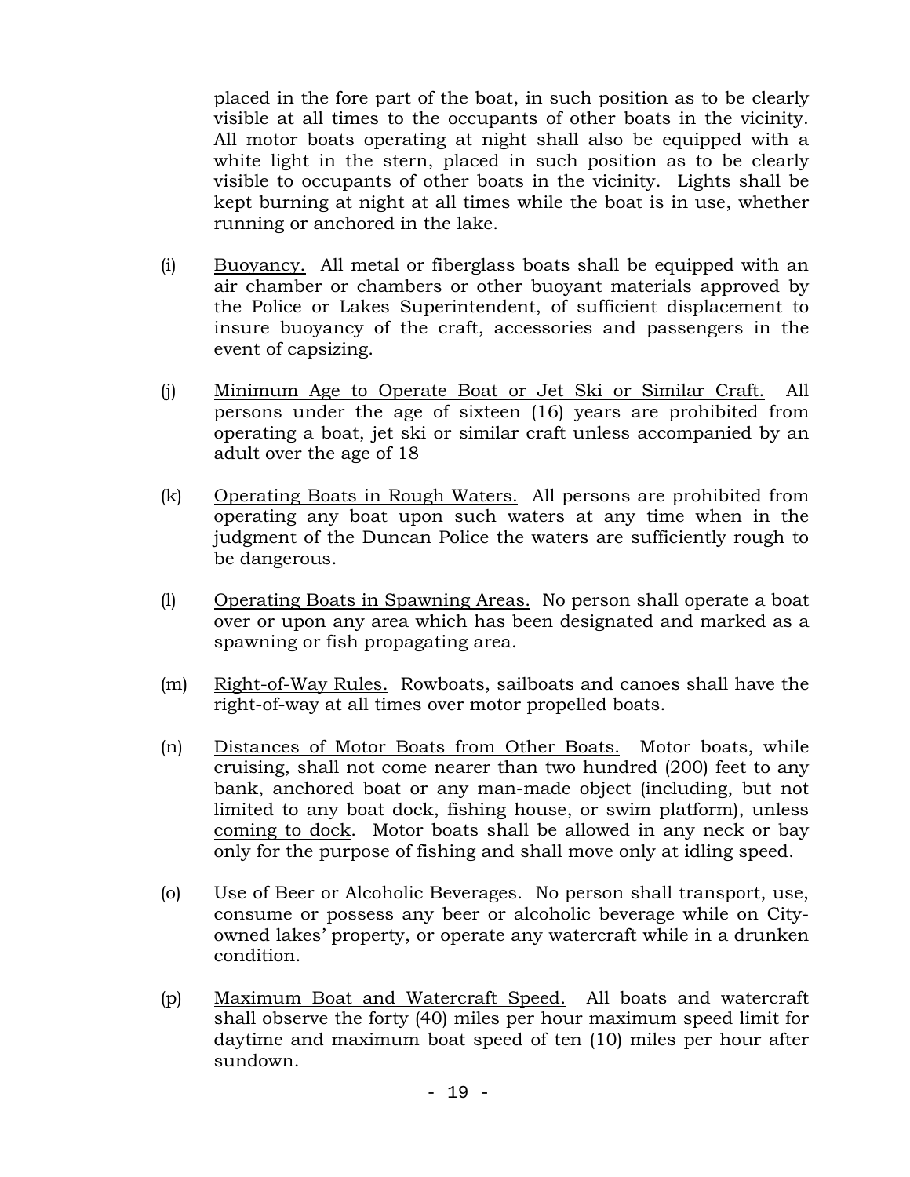placed in the fore part of the boat, in such position as to be clearly visible at all times to the occupants of other boats in the vicinity. All motor boats operating at night shall also be equipped with a white light in the stern, placed in such position as to be clearly visible to occupants of other boats in the vicinity. Lights shall be kept burning at night at all times while the boat is in use, whether running or anchored in the lake.

(i) Buoyancy. All metal or fiberglass boats shall be equipped with an air chamber or chambers or other buoyant materials approved by the Police or Lakes Superintendent, of sufficient displacement to insure buoyancy of the craft, accessories and passengers in the event of capsizing.

(j) Minimum Age to Operate Boat or Jet Ski or Similar Craft. All persons under the age of sixteen (16) years are prohibited from operating a boat, jet ski or similar craft unless accompanied by an adult over the age of 18

(k) Operating Boats in Rough Waters. All persons are prohibited from operating any boat upon such waters at any time when in the judgment of the Duncan Police the waters are sufficiently rough to be dangerous.

(l) Operating Boats in Spawning Areas. No person shall operate a boat over or upon any area which has been designated and marked as a spawning or fish propagating area.

(m) Right-of-Way Rules. Rowboats, sailboats and canoes shall have the right-of-way at all times over motor propelled boats.

(n) Distances of Motor Boats from Other Boats. Motor boats, while cruising, shall not come nearer than two hundred (200) feet to any bank, anchored boat or any man-made object (including, but not limited to any boat dock, fishing house, or swim platform), unless coming to dock. Motor boats shall be allowed in any neck or bay only for the purpose of fishing and shall move only at idling speed.

(o) Use of Beer or Alcoholic Beverages. No person shall transport, use, consume or possess any beer or alcoholic beverage while on City-owned lakes' property, or operate any watercraft while in a drunken condition.

(p) Maximum Boat and Watercraft Speed. All boats and watercraft shall observe the forty (40) miles per hour maximum speed limit for daytime and maximum boat speed of ten (10) miles per hour after sundown.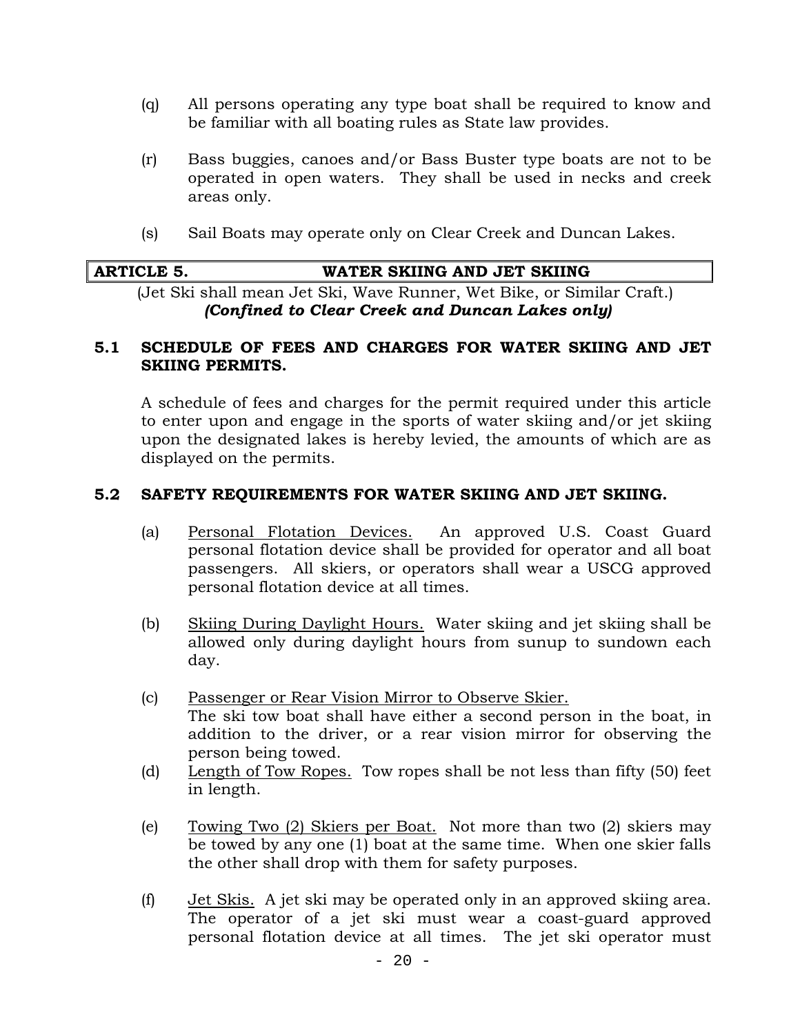(q) All persons operating any type boat shall be required to know and be familiar with all boating rules as State law provides.

(r) Bass buggies, canoes and/or Bass Buster type boats are not to be operated in open waters. They shall be used in necks and creek areas only.

(s) Sail Boats may operate only on Clear Creek and Duncan Lakes.

## ARTICLE 5. WATER SKIING AND JET SKIING

(Jet Ski shall mean Jet Ski, Wave Runner, Wet Bike, or Similar Craft.)
***(Confined to Clear Creek and Duncan Lakes only)***

### 5.1 SCHEDULE OF FEES AND CHARGES FOR WATER SKIING AND JET SKIING PERMITS.

A schedule of fees and charges for the permit required under this article to enter upon and engage in the sports of water skiing and/or jet skiing upon the designated lakes is hereby levied, the amounts of which are as displayed on the permits.

### 5.2 SAFETY REQUIREMENTS FOR WATER SKIING AND JET SKIING.

(a) Personal Flotation Devices. An approved U.S. Coast Guard personal flotation device shall be provided for operator and all boat passengers. All skiers, or operators shall wear a USCG approved personal flotation device at all times.

(b) Skiing During Daylight Hours. Water skiing and jet skiing shall be allowed only during daylight hours from sunup to sundown each day.

(c) Passenger or Rear Vision Mirror to Observe Skier. The ski tow boat shall have either a second person in the boat, in addition to the driver, or a rear vision mirror for observing the person being towed.

(d) Length of Tow Ropes. Tow ropes shall be not less than fifty (50) feet in length.

(e) Towing Two (2) Skiers per Boat. Not more than two (2) skiers may be towed by any one (1) boat at the same time. When one skier falls the other shall drop with them for safety purposes.

(f) Jet Skis. A jet ski may be operated only in an approved skiing area. The operator of a jet ski must wear a coast-guard approved personal flotation device at all times. The jet ski operator must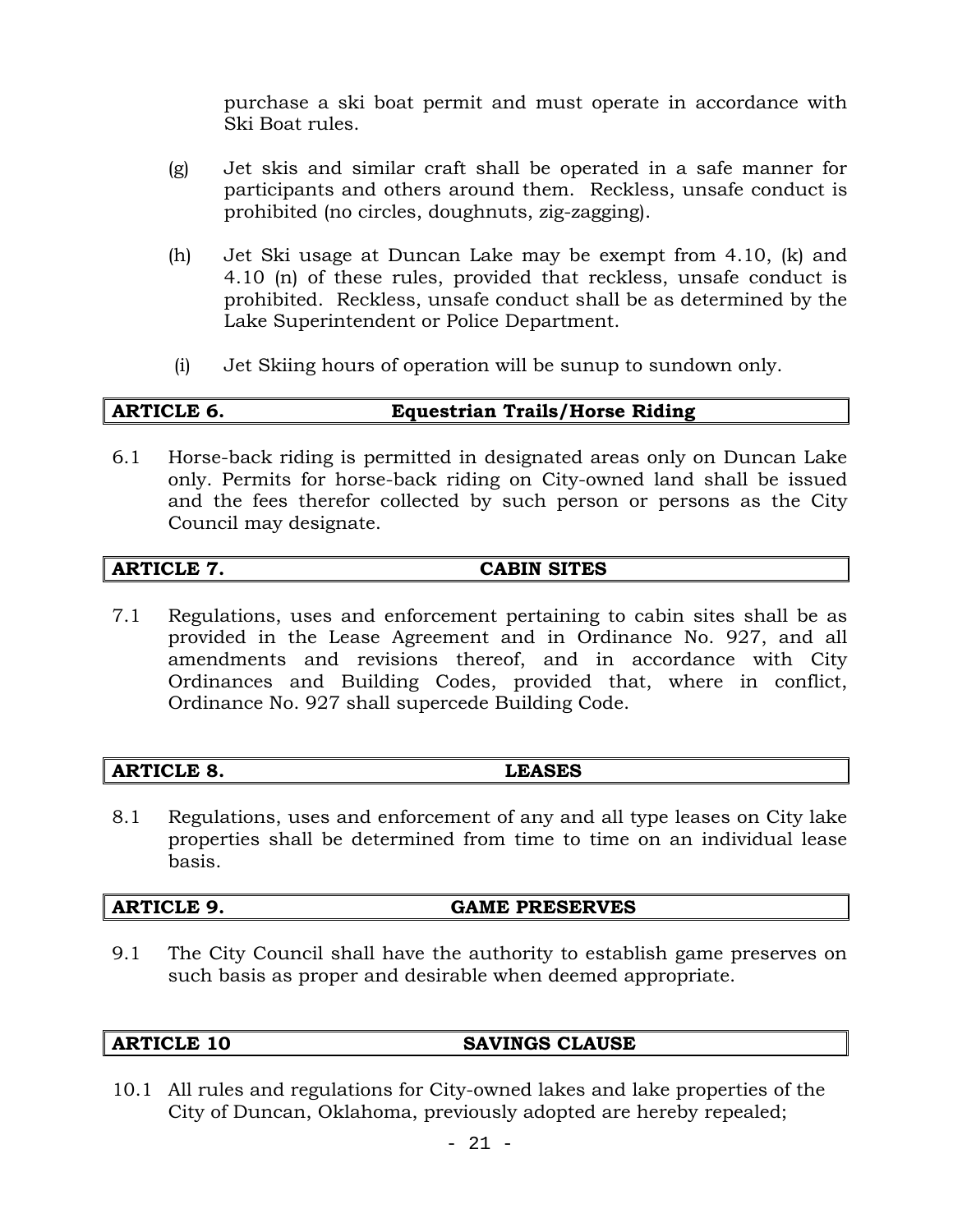purchase a ski boat permit and must operate in accordance with Ski Boat rules.

(g) Jet skis and similar craft shall be operated in a safe manner for participants and others around them. Reckless, unsafe conduct is prohibited (no circles, doughnuts, zig-zagging).

(h) Jet Ski usage at Duncan Lake may be exempt from 4.10, (k) and 4.10 (n) of these rules, provided that reckless, unsafe conduct is prohibited. Reckless, unsafe conduct shall be as determined by the Lake Superintendent or Police Department.

(i) Jet Skiing hours of operation will be sunup to sundown only.

## ARTICLE 6. Equestrian Trails/Horse Riding

6.1 Horse-back riding is permitted in designated areas only on Duncan Lake only. Permits for horse-back riding on City-owned land shall be issued and the fees therefor collected by such person or persons as the City Council may designate.

## ARTICLE 7. CABIN SITES

7.1 Regulations, uses and enforcement pertaining to cabin sites shall be as provided in the Lease Agreement and in Ordinance No. 927, and all amendments and revisions thereof, and in accordance with City Ordinances and Building Codes, provided that, where in conflict, Ordinance No. 927 shall supercede Building Code.

## ARTICLE 8. LEASES

8.1 Regulations, uses and enforcement of any and all type leases on City lake properties shall be determined from time to time on an individual lease basis.

## ARTICLE 9. GAME PRESERVES

9.1 The City Council shall have the authority to establish game preserves on such basis as proper and desirable when deemed appropriate.

## ARTICLE 10 SAVINGS CLAUSE

10.1 All rules and regulations for City-owned lakes and lake properties of the City of Duncan, Oklahoma, previously adopted are hereby repealed;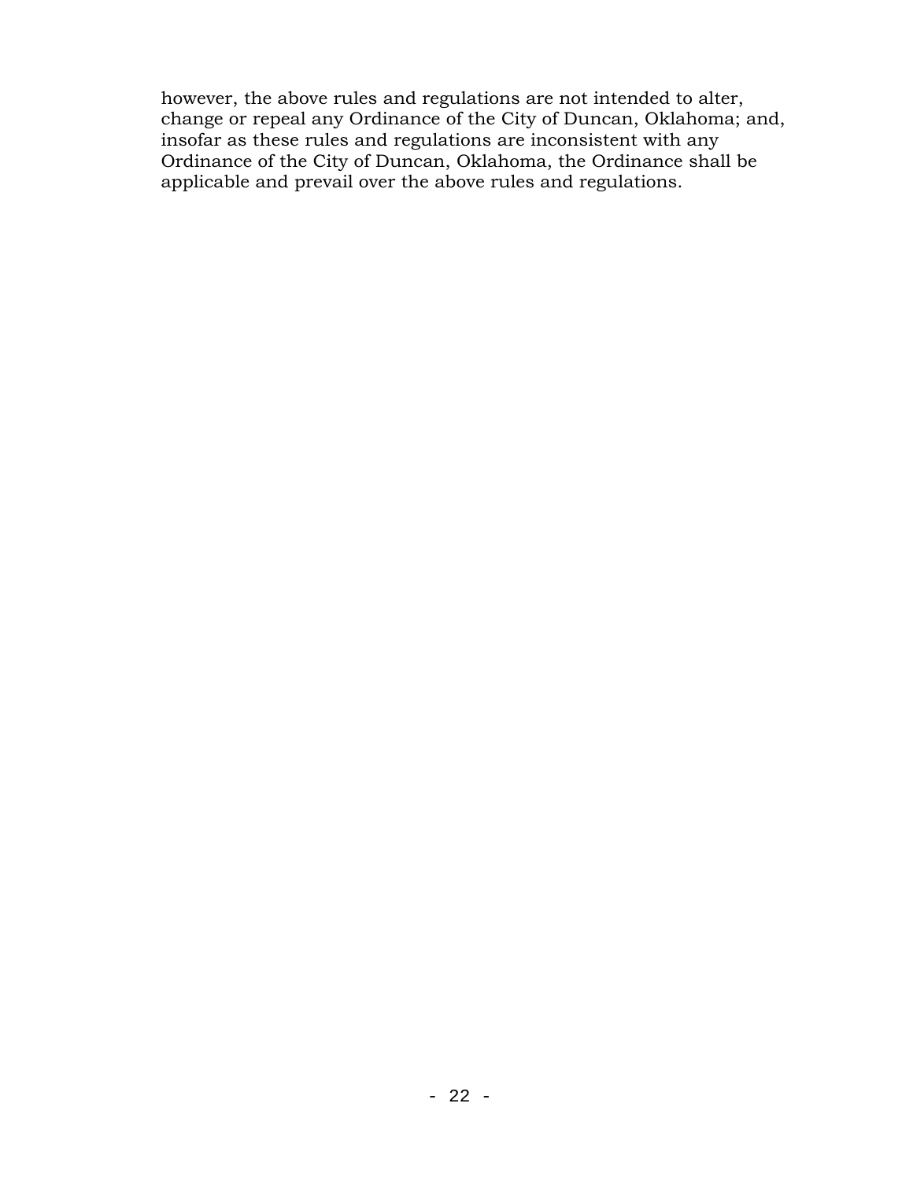however, the above rules and regulations are not intended to alter, change or repeal any Ordinance of the City of Duncan, Oklahoma; and, insofar as these rules and regulations are inconsistent with any Ordinance of the City of Duncan, Oklahoma, the Ordinance shall be applicable and prevail over the above rules and regulations.